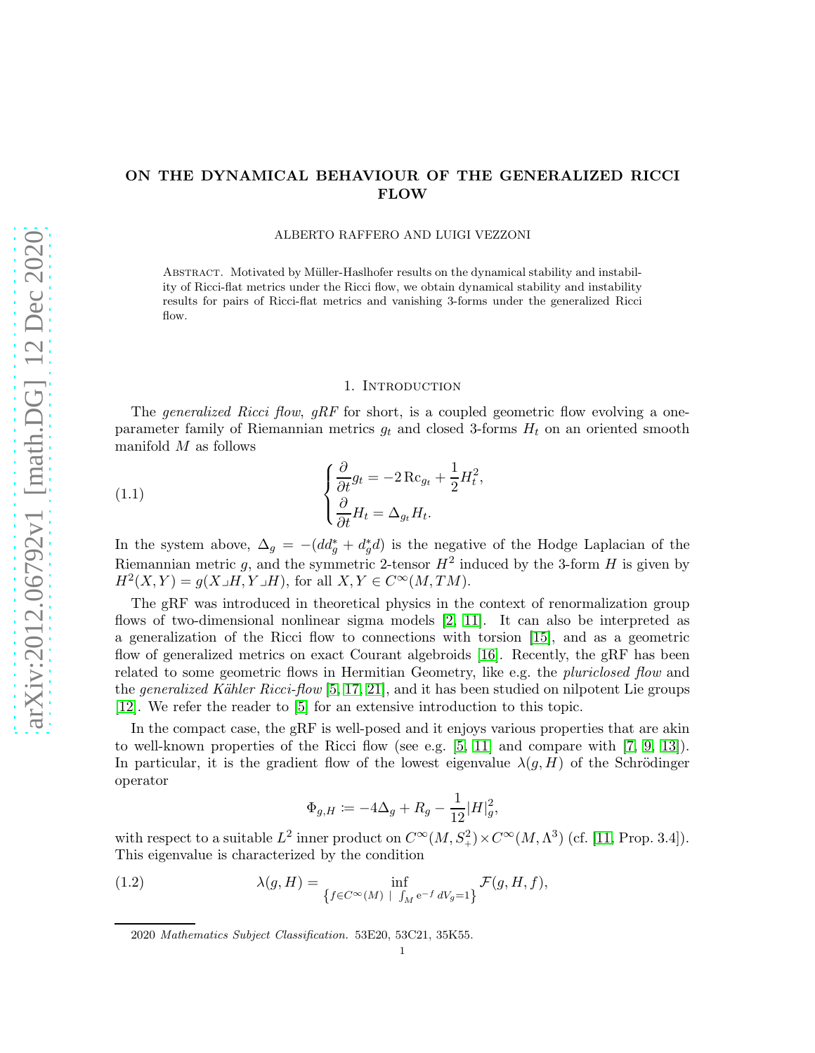# ON THE DYNAMICAL BEHAVIOUR OF THE GENERALIZED RICCI FLOW

ALBERTO RAFFERO AND LUIGI VEZZONI

Abstract. Motivated by Müller-Haslhofer results on the dynamical stability and instability of Ricci-flat metrics under the Ricci flow, we obtain dynamical stability and instability results for pairs of Ricci-flat metrics and vanishing 3-forms under the generalized Ricci flow.

## 1. Introduction

The *generalized Ricci flow*, *gRF* for short, is a coupled geometric flow evolving a one-parameter family of Riemannian metrics $g_t$ and closed 3-forms $H_t$ on an oriented smooth manifold $M$ as follows

$$
\begin{cases} \dfrac{\partial}{\partial t} g_t = -2\,\mathrm{Rc}_{g_t} + \dfrac{1}{2} H_t^2, \\ \dfrac{\partial}{\partial t} H_t = \Delta_{g_t} H_t. \end{cases} \tag{1.1}
$$

In the system above, $\Delta_g = -(dd_g^* + d_g^* d)$ is the negative of the Hodge Laplacian of the Riemannian metric $g$, and the symmetric 2-tensor $H^2$ induced by the 3-form $H$ is given by $H^2(X,Y) = g(X \lrcorner H, Y \lrcorner H)$, for all $X, Y \in C^\infty(M, TM)$.

The gRF was introduced in theoretical physics in the context of renormalization group flows of two-dimensional nonlinear sigma models [2, 11]. It can also be interpreted as a generalization of the Ricci flow to connections with torsion [15], and as a geometric flow of generalized metrics on exact Courant algebroids [16]. Recently, the gRF has been related to some geometric flows in Hermitian Geometry, like e.g. the *pluriclosed flow* and the *generalized Kähler Ricci-flow* [5, 17, 21], and it has been studied on nilpotent Lie groups [12]. We refer the reader to [5] for an extensive introduction to this topic.

In the compact case, the gRF is well-posed and it enjoys various properties that are akin to well-known properties of the Ricci flow (see e.g. [5, 11] and compare with [7, 9, 13]). In particular, it is the gradient flow of the lowest eigenvalue $\lambda(g,H)$ of the Schrödinger operator

$$
\Phi_{g,H} \coloneqq -4\Delta_g + R_g - \frac{1}{12}|H|_g^2,
$$

with respect to a suitable $L^2$ inner product on $C^\infty(M, S_+^2) \times C^\infty(M, \Lambda^3)$ (cf. [11, Prop. 3.4]). This eigenvalue is characterized by the condition

$$
\lambda(g,H) = \inf_{\left\{ f \in C^\infty(M) \;\mid\; \int_M \mathrm{e}^{-f}\, dV_g = 1 \right\}} \mathcal{F}(g,H,f), \tag{1.2}
$$

2020 *Mathematics Subject Classification.* 53E20, 53C21, 35K55.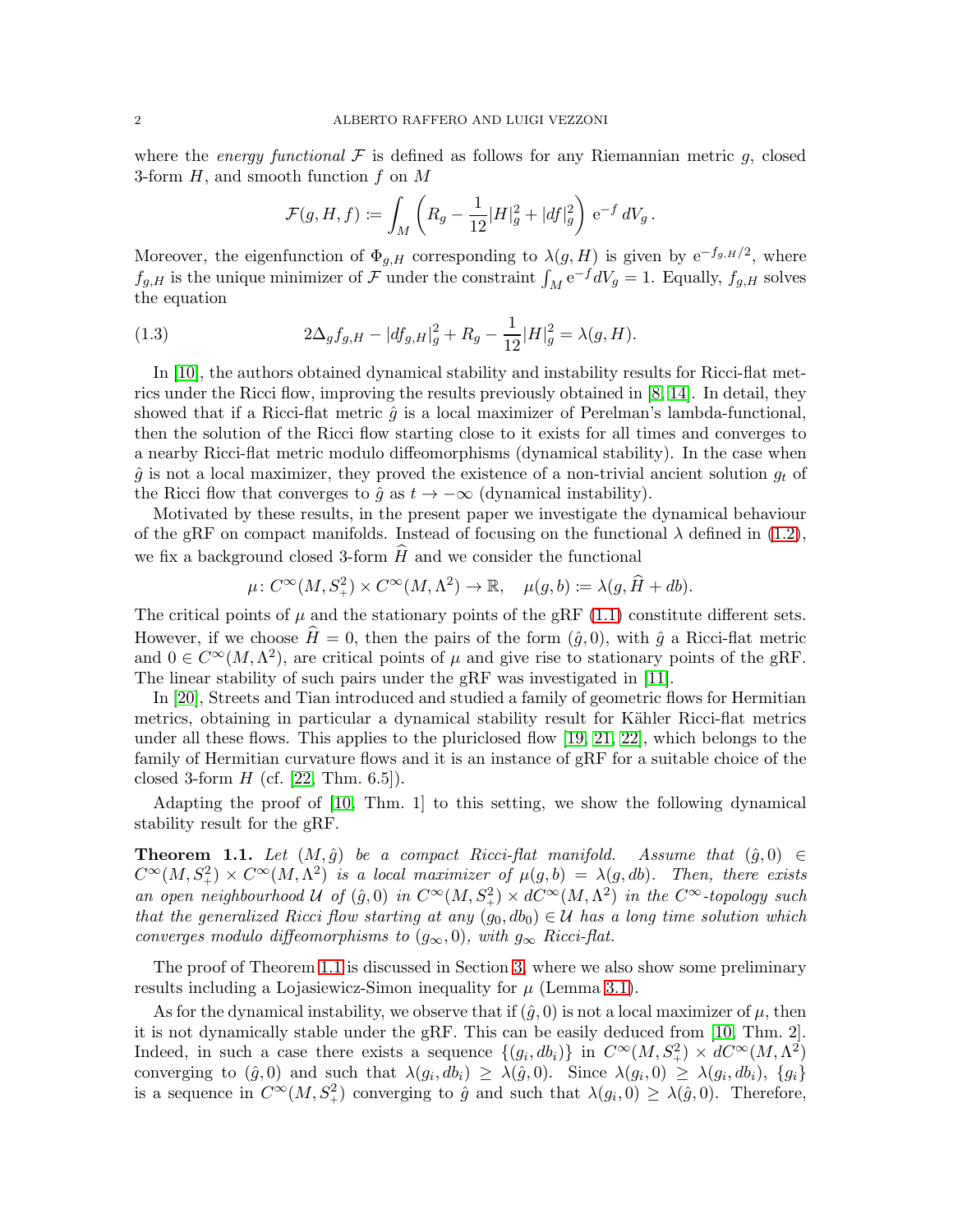where the *energy functional* $\mathcal{F}$ is defined as follows for any Riemannian metric $g$, closed 3-form $H$, and smooth function $f$ on $M$

$$\mathcal{F}(g, H, f) \coloneqq \int_M \left( R_g - \frac{1}{12}|H|_g^2 + |df|_g^2 \right) \mathrm{e}^{-f} \, dV_g \,.$$

Moreover, the eigenfunction of $\Phi_{g,H}$ corresponding to $\lambda(g, H)$ is given by $\mathrm{e}^{-f_{g,H}/2}$, where $f_{g,H}$ is the unique minimizer of $\mathcal{F}$ under the constraint $\int_M \mathrm{e}^{-f} dV_g = 1$. Equally, $f_{g,H}$ solves the equation

$$2\Delta_g f_{g,H} - |df_{g,H}|_g^2 + R_g - \frac{1}{12}|H|_g^2 = \lambda(g, H). \tag{1.3}$$

In [10], the authors obtained dynamical stability and instability results for Ricci-flat metrics under the Ricci flow, improving the results previously obtained in [8, 14]. In detail, they showed that if a Ricci-flat metric $\hat{g}$ is a local maximizer of Perelman's lambda-functional, then the solution of the Ricci flow starting close to it exists for all times and converges to a nearby Ricci-flat metric modulo diffeomorphisms (dynamical stability). In the case when $\hat{g}$ is not a local maximizer, they proved the existence of a non-trivial ancient solution $g_t$ of the Ricci flow that converges to $\hat{g}$ as $t \to -\infty$ (dynamical instability).

Motivated by these results, in the present paper we investigate the dynamical behaviour of the gRF on compact manifolds. Instead of focusing on the functional $\lambda$ defined in (1.2), we fix a background closed 3-form $\widehat{H}$ and we consider the functional

$$\mu \colon C^\infty(M, S_+^2) \times C^\infty(M, \Lambda^2) \to \mathbb{R}, \quad \mu(g, b) \coloneqq \lambda(g, \widehat{H} + db).$$

The critical points of $\mu$ and the stationary points of the gRF (1.1) constitute different sets. However, if we choose $\widehat{H} = 0$, then the pairs of the form $(\hat{g}, 0)$, with $\hat{g}$ a Ricci-flat metric and $0 \in C^\infty(M, \Lambda^2)$, are critical points of $\mu$ and give rise to stationary points of the gRF. The linear stability of such pairs under the gRF was investigated in [11].

In [20], Streets and Tian introduced and studied a family of geometric flows for Hermitian metrics, obtaining in particular a dynamical stability result for Kähler Ricci-flat metrics under all these flows. This applies to the pluriclosed flow [19, 21, 22], which belongs to the family of Hermitian curvature flows and it is an instance of gRF for a suitable choice of the closed 3-form $H$ (cf. [22, Thm. 6.5]).

Adapting the proof of [10, Thm. 1] to this setting, we show the following dynamical stability result for the gRF.

**Theorem 1.1.** *Let $(M, \hat{g})$ be a compact Ricci-flat manifold. Assume that $(\hat{g}, 0) \in C^\infty(M, S_+^2) \times C^\infty(M, \Lambda^2)$ is a local maximizer of $\mu(g, b) = \lambda(g, db)$. Then, there exists an open neighbourhood $\mathcal{U}$ of $(\hat{g}, 0)$ in $C^\infty(M, S_+^2) \times dC^\infty(M, \Lambda^2)$ in the $C^\infty$-topology such that the generalized Ricci flow starting at any $(g_0, db_0) \in \mathcal{U}$ has a long time solution which converges modulo diffeomorphisms to $(g_\infty, 0)$, with $g_\infty$ Ricci-flat.*

The proof of Theorem 1.1 is discussed in Section 3, where we also show some preliminary results including a Lojasiewicz-Simon inequality for $\mu$ (Lemma 3.1).

As for the dynamical instability, we observe that if $(\hat{g}, 0)$ is not a local maximizer of $\mu$, then it is not dynamically stable under the gRF. This can be easily deduced from [10, Thm. 2]. Indeed, in such a case there exists a sequence $\{(g_i, db_i)\}$ in $C^\infty(M, S_+^2) \times dC^\infty(M, \Lambda^2)$ converging to $(\hat{g}, 0)$ and such that $\lambda(g_i, db_i) \geq \lambda(\hat{g}, 0)$. Since $\lambda(g_i, 0) \geq \lambda(g_i, db_i)$, $\{g_i\}$ is a sequence in $C^\infty(M, S_+^2)$ converging to $\hat{g}$ and such that $\lambda(g_i, 0) \geq \lambda(\hat{g}, 0)$. Therefore,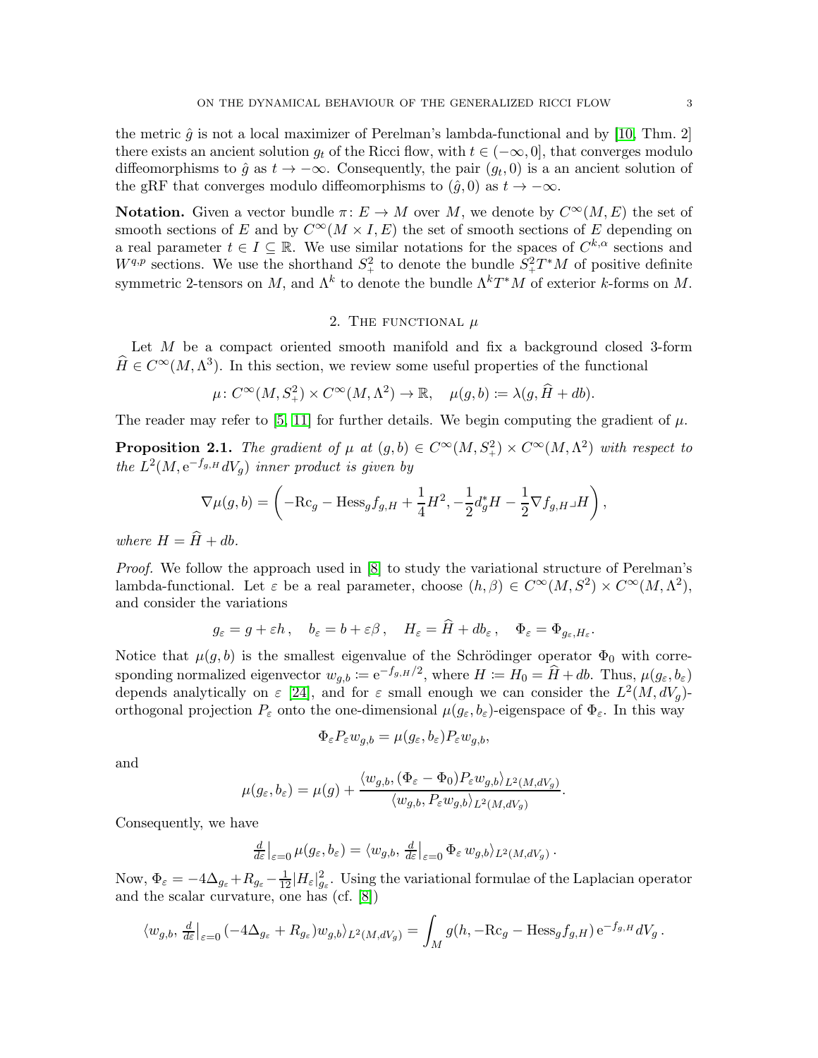the metric $\hat{g}$ is not a local maximizer of Perelman's lambda-functional and by [10, Thm. 2] there exists an ancient solution $g_t$ of the Ricci flow, with $t \in (-\infty, 0]$, that converges modulo diffeomorphisms to $\hat{g}$ as $t \to -\infty$. Consequently, the pair $(g_t, 0)$ is a an ancient solution of the gRF that converges modulo diffeomorphisms to $(\hat{g}, 0)$ as $t \to -\infty$.

**Notation.** Given a vector bundle $\pi \colon E \to M$ over $M$, we denote by $C^\infty(M, E)$ the set of smooth sections of $E$ and by $C^\infty(M \times I, E)$ the set of smooth sections of $E$ depending on a real parameter $t \in I \subseteq \mathbb{R}$. We use similar notations for the spaces of $C^{k,\alpha}$ sections and $W^{q,p}$ sections. We use the shorthand $S^2_+$ to denote the bundle $S^2_+ T^*M$ of positive definite symmetric 2-tensors on $M$, and $\Lambda^k$ to denote the bundle $\Lambda^k T^*M$ of exterior $k$-forms on $M$.

## 2. The functional $\mu$

Let $M$ be a compact oriented smooth manifold and fix a background closed 3-form $\widehat{H} \in C^\infty(M, \Lambda^3)$. In this section, we review some useful properties of the functional

$$\mu \colon C^\infty(M, S^2_+) \times C^\infty(M, \Lambda^2) \to \mathbb{R}, \quad \mu(g, b) \coloneqq \lambda(g, \widehat{H} + db).$$

The reader may refer to [5, 11] for further details. We begin computing the gradient of $\mu$.

**Proposition 2.1.** *The gradient of $\mu$ at $(g, b) \in C^\infty(M, S^2_+) \times C^\infty(M, \Lambda^2)$ with respect to the $L^2(M, \mathrm{e}^{-f_{g,H}} dV_g)$ inner product is given by*

$$\nabla \mu(g, b) = \left( -\mathrm{Rc}_g - \mathrm{Hess}_g f_{g,H} + \frac{1}{4} H^2, -\frac{1}{2} d^*_g H - \frac{1}{2} \nabla f_{g,H} \lrcorner H \right),$$

*where $H = \widehat{H} + db$.*

*Proof.* We follow the approach used in [8] to study the variational structure of Perelman's lambda-functional. Let $\varepsilon$ be a real parameter, choose $(h, \beta) \in C^\infty(M, S^2) \times C^\infty(M, \Lambda^2)$, and consider the variations

$$g_\varepsilon = g + \varepsilon h\,, \quad b_\varepsilon = b + \varepsilon \beta\,, \quad H_\varepsilon = \widehat{H} + db_\varepsilon\,, \quad \Phi_\varepsilon = \Phi_{g_\varepsilon, H_\varepsilon}.$$

Notice that $\mu(g, b)$ is the smallest eigenvalue of the Schrödinger operator $\Phi_0$ with corresponding normalized eigenvector $w_{g,b} \coloneqq \mathrm{e}^{-f_{g,H}/2}$, where $H \coloneqq H_0 = \widehat{H} + db$. Thus, $\mu(g_\varepsilon, b_\varepsilon)$ depends analytically on $\varepsilon$ [24], and for $\varepsilon$ small enough we can consider the $L^2(M, dV_g)$-orthogonal projection $P_\varepsilon$ onto the one-dimensional $\mu(g_\varepsilon, b_\varepsilon)$-eigenspace of $\Phi_\varepsilon$. In this way

$$\Phi_\varepsilon P_\varepsilon w_{g,b} = \mu(g_\varepsilon, b_\varepsilon) P_\varepsilon w_{g,b},$$

and

$$\mu(g_\varepsilon, b_\varepsilon) = \mu(g) + \frac{\langle w_{g,b}, (\Phi_\varepsilon - \Phi_0) P_\varepsilon w_{g,b} \rangle_{L^2(M, dV_g)}}{\langle w_{g,b}, P_\varepsilon w_{g,b} \rangle_{L^2(M, dV_g)}}.$$

Consequently, we have

$$\tfrac{d}{d\varepsilon}\big|_{\varepsilon=0} \mu(g_\varepsilon, b_\varepsilon) = \langle w_{g,b}, \tfrac{d}{d\varepsilon}\big|_{\varepsilon=0} \Phi_\varepsilon \, w_{g,b} \rangle_{L^2(M, dV_g)}\,.$$

Now, $\Phi_\varepsilon = -4\Delta_{g_\varepsilon} + R_{g_\varepsilon} - \frac{1}{12} |H_\varepsilon|^2_{g_\varepsilon}$. Using the variational formulae of the Laplacian operator and the scalar curvature, one has (cf. [8])

$$\langle w_{g,b}, \tfrac{d}{d\varepsilon}\big|_{\varepsilon=0} (-4\Delta_{g_\varepsilon} + R_{g_\varepsilon}) w_{g,b} \rangle_{L^2(M, dV_g)} = \int_M g(h, -\mathrm{Rc}_g - \mathrm{Hess}_g f_{g,H})\, \mathrm{e}^{-f_{g,H}} dV_g\,.$$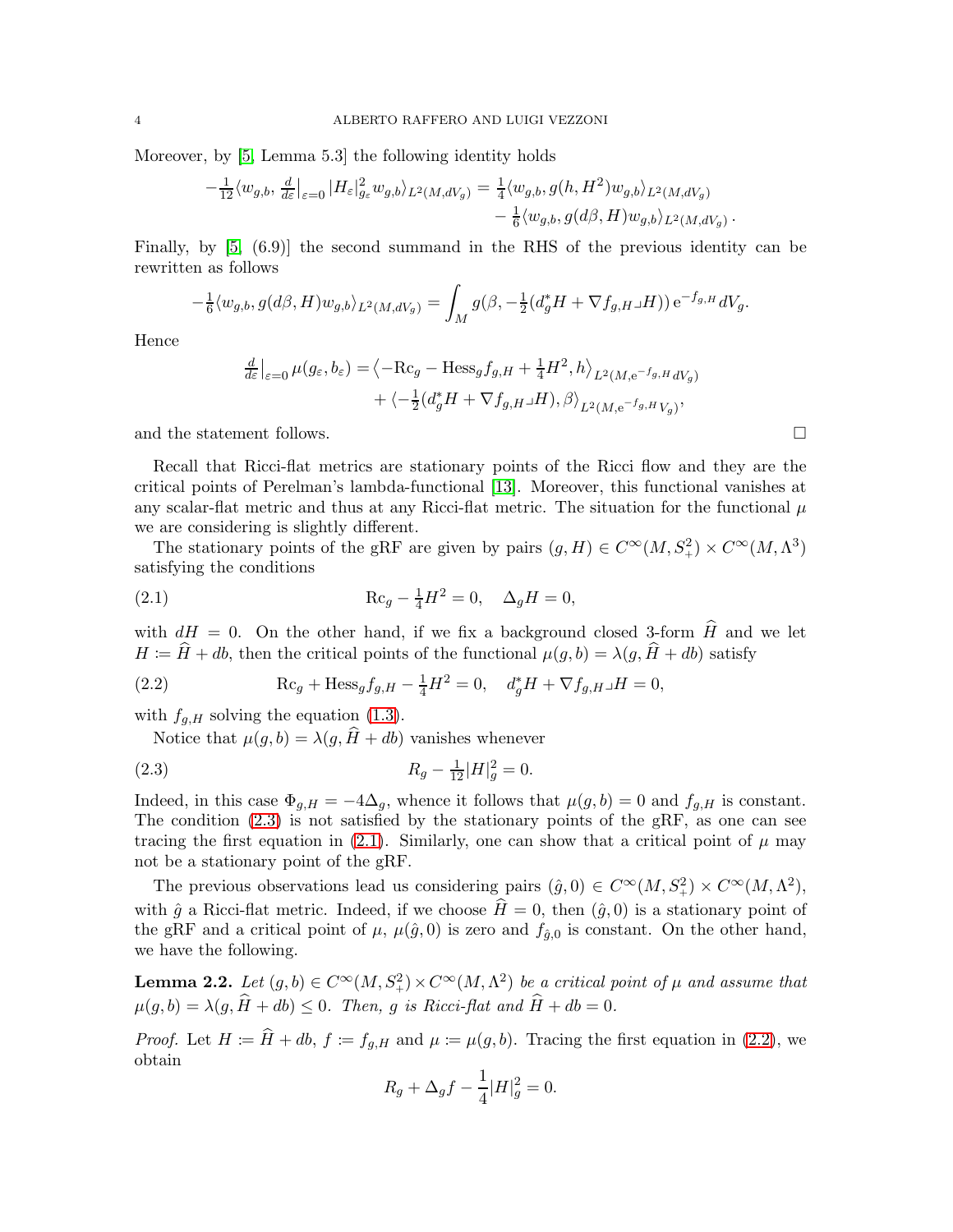Moreover, by [5, Lemma 5.3] the following identity holds

$$
\begin{aligned}
-\tfrac{1}{12}\langle w_{g,b}, \tfrac{d}{d\varepsilon}\big|_{\varepsilon=0} |H_\varepsilon|^2_{g_\varepsilon} w_{g,b}\rangle_{L^2(M,dV_g)} &= \tfrac{1}{4}\langle w_{g,b}, g(h,H^2) w_{g,b}\rangle_{L^2(M,dV_g)} \\
&\quad - \tfrac{1}{6}\langle w_{g,b}, g(d\beta, H) w_{g,b}\rangle_{L^2(M,dV_g)}\,.
\end{aligned}
$$

Finally, by [5, (6.9)] the second summand in the RHS of the previous identity can be rewritten as follows

$$
-\tfrac{1}{6}\langle w_{g,b}, g(d\beta, H) w_{g,b}\rangle_{L^2(M,dV_g)} = \int_M g(\beta, -\tfrac{1}{2}(d_g^* H + \nabla f_{g,H} \lrcorner H))\, \mathrm{e}^{-f_{g,H}}\, dV_g.
$$

Hence

$$
\begin{aligned}
\tfrac{d}{d\varepsilon}\big|_{\varepsilon=0}\, \mu(g_\varepsilon, b_\varepsilon) &= \big\langle -\mathrm{Rc}_g - \mathrm{Hess}_g f_{g,H} + \tfrac{1}{4}H^2, h\big\rangle_{L^2(M,\mathrm{e}^{-f_{g,H}}dV_g)} \\
&\quad + \big\langle -\tfrac{1}{2}(d_g^* H + \nabla f_{g,H}\lrcorner H), \beta\big\rangle_{L^2(M,\mathrm{e}^{-f_{g,H}}V_g)},
\end{aligned}
$$

and the statement follows. □

Recall that Ricci-flat metrics are stationary points of the Ricci flow and they are the critical points of Perelman's lambda-functional [13]. Moreover, this functional vanishes at any scalar-flat metric and thus at any Ricci-flat metric. The situation for the functional $\mu$ we are considering is slightly different.

The stationary points of the gRF are given by pairs $(g, H) \in C^\infty(M, S^2_+) \times C^\infty(M, \Lambda^3)$ satisfying the conditions

$$
\mathrm{Rc}_g - \tfrac{1}{4}H^2 = 0, \quad \Delta_g H = 0, \tag{2.1}
$$

with $dH = 0$. On the other hand, if we fix a background closed 3-form $\widehat{H}$ and we let $H \coloneqq \widehat{H} + db$, then the critical points of the functional $\mu(g,b) = \lambda(g, \widehat{H} + db)$ satisfy

$$
\mathrm{Rc}_g + \mathrm{Hess}_g f_{g,H} - \tfrac{1}{4}H^2 = 0, \quad d_g^* H + \nabla f_{g,H}\lrcorner H = 0, \tag{2.2}
$$

with $f_{g,H}$ solving the equation (1.3).

Notice that $\mu(g,b) = \lambda(g, \widehat{H} + db)$ vanishes whenever

$$
R_g - \tfrac{1}{12}|H|^2_g = 0. \tag{2.3}
$$

Indeed, in this case $\Phi_{g,H} = -4\Delta_g$, whence it follows that $\mu(g,b) = 0$ and $f_{g,H}$ is constant. The condition (2.3) is not satisfied by the stationary points of the gRF, as one can see tracing the first equation in (2.1). Similarly, one can show that a critical point of $\mu$ may not be a stationary point of the gRF.

The previous observations lead us considering pairs $(\hat{g}, 0) \in C^\infty(M, S^2_+) \times C^\infty(M, \Lambda^2)$, with $\hat{g}$ a Ricci-flat metric. Indeed, if we choose $\widehat{H} = 0$, then $(\hat{g}, 0)$ is a stationary point of the gRF and a critical point of $\mu$, $\mu(\hat{g}, 0)$ is zero and $f_{\hat{g},0}$ is constant. On the other hand, we have the following.

**Lemma 2.2.** *Let $(g,b) \in C^\infty(M, S^2_+) \times C^\infty(M, \Lambda^2)$ be a critical point of $\mu$ and assume that $\mu(g,b) = \lambda(g, \widehat{H} + db) \leq 0$. Then, $g$ is Ricci-flat and $\widehat{H} + db = 0$.*

*Proof.* Let $H \coloneqq \widehat{H} + db$, $f \coloneqq f_{g,H}$ and $\mu \coloneqq \mu(g,b)$. Tracing the first equation in (2.2), we obtain

$$
R_g + \Delta_g f - \frac{1}{4}|H|^2_g = 0.
$$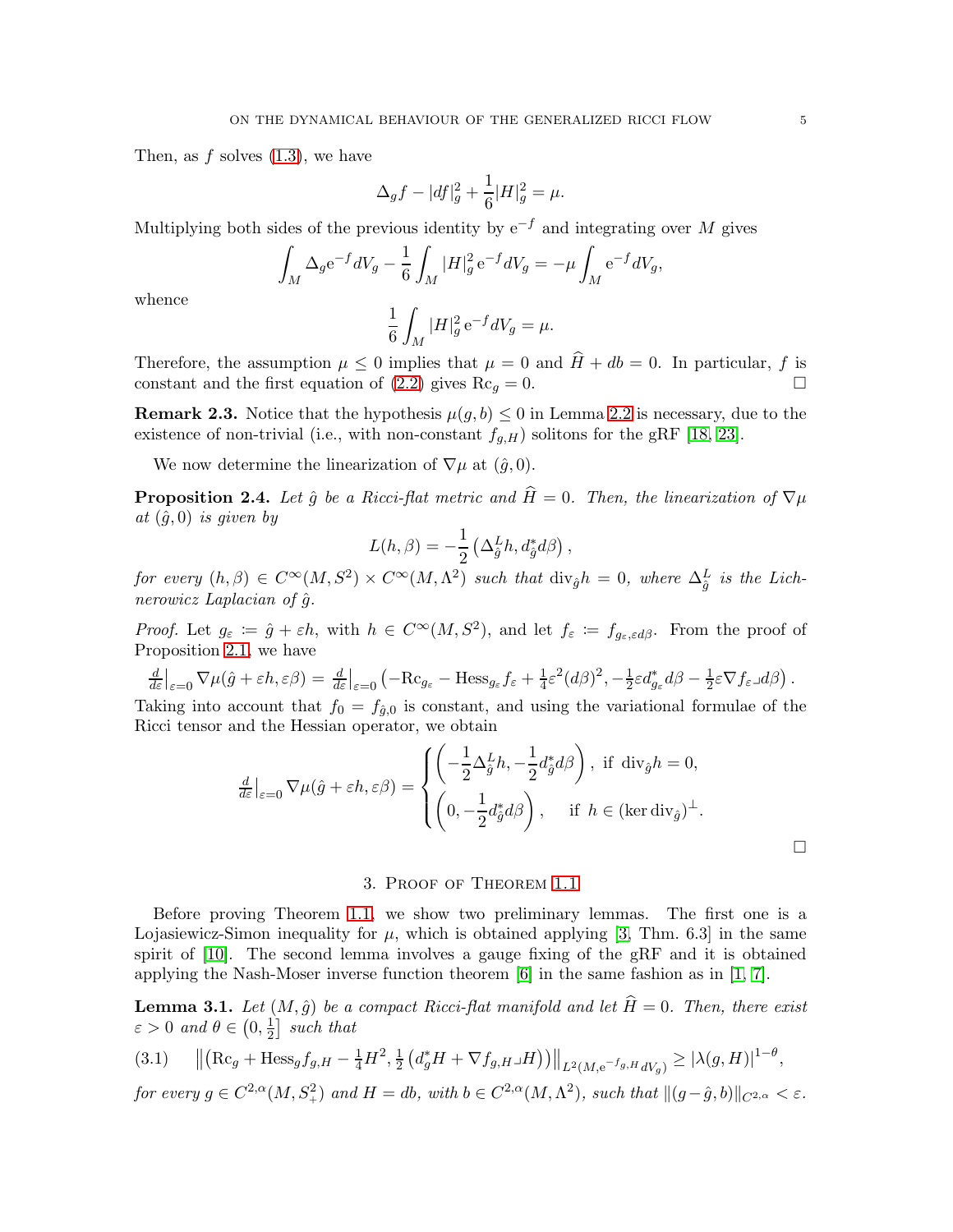Then, as $f$ solves (1.3), we have

$$\Delta_g f - |df|_g^2 + \frac{1}{6}|H|_g^2 = \mu.$$

Multiplying both sides of the previous identity by $\mathrm{e}^{-f}$ and integrating over $M$ gives

$$\int_M \Delta_g \mathrm{e}^{-f} dV_g - \frac{1}{6}\int_M |H|_g^2\, \mathrm{e}^{-f} dV_g = -\mu \int_M \mathrm{e}^{-f} dV_g,$$

whence

$$\frac{1}{6}\int_M |H|_g^2\, \mathrm{e}^{-f} dV_g = \mu.$$

Therefore, the assumption $\mu \leq 0$ implies that $\mu = 0$ and $\widehat{H} + db = 0$. In particular, $f$ is constant and the first equation of (2.2) gives $\mathrm{Rc}_g = 0$. □

**Remark 2.3.** Notice that the hypothesis $\mu(g, b) \leq 0$ in Lemma 2.2 is necessary, due to the existence of non-trivial (i.e., with non-constant $f_{g,H}$) solitons for the gRF [18, 23].

We now determine the linearization of $\nabla\mu$ at $(\hat{g}, 0)$.

**Proposition 2.4.** *Let $\hat{g}$ be a Ricci-flat metric and $\widehat{H} = 0$. Then, the linearization of $\nabla\mu$ at $(\hat{g}, 0)$ is given by*

$$L(h, \beta) = -\frac{1}{2}\left(\Delta^L_{\hat{g}} h, d^*_{\hat{g}} d\beta\right),$$

*for every $(h, \beta) \in C^\infty(M, S^2) \times C^\infty(M, \Lambda^2)$ such that $\mathrm{div}_{\hat{g}} h = 0$, where $\Delta^L_{\hat{g}}$ is the Lichnerowicz Laplacian of $\hat{g}$.*

*Proof.* Let $g_\varepsilon \coloneqq \hat{g} + \varepsilon h$, with $h \in C^\infty(M, S^2)$, and let $f_\varepsilon \coloneqq f_{g_\varepsilon, \varepsilon d\beta}$. From the proof of Proposition 2.1, we have

$$\tfrac{d}{d\varepsilon}\big|_{\varepsilon=0} \nabla\mu(\hat{g} + \varepsilon h, \varepsilon\beta) = \tfrac{d}{d\varepsilon}\big|_{\varepsilon=0} \left(-\mathrm{Rc}_{g_\varepsilon} - \mathrm{Hess}_{g_\varepsilon} f_\varepsilon + \tfrac{1}{4}\varepsilon^2 (d\beta)^2, -\tfrac{1}{2}\varepsilon d^*_{g_\varepsilon} d\beta - \tfrac{1}{2}\varepsilon \nabla f_\varepsilon \lrcorner d\beta\right).$$

Taking into account that $f_0 = f_{\hat{g},0}$ is constant, and using the variational formulae of the Ricci tensor and the Hessian operator, we obtain

$$\tfrac{d}{d\varepsilon}\big|_{\varepsilon=0} \nabla\mu(\hat{g} + \varepsilon h, \varepsilon\beta) = \begin{cases} \left(-\dfrac{1}{2}\Delta^L_{\hat{g}} h, -\dfrac{1}{2} d^*_{\hat{g}} d\beta\right), & \text{if } \mathrm{div}_{\hat{g}} h = 0, \\[2ex] \left(0, -\dfrac{1}{2} d^*_{\hat{g}} d\beta\right), & \text{if } h \in (\ker \mathrm{div}_{\hat{g}})^\perp. \end{cases}$$

□

## 3. Proof of Theorem 1.1

Before proving Theorem 1.1, we show two preliminary lemmas. The first one is a Lojasiewicz-Simon inequality for $\mu$, which is obtained applying [3, Thm. 6.3] in the same spirit of [10]. The second lemma involves a gauge fixing of the gRF and it is obtained applying the Nash-Moser inverse function theorem [6] in the same fashion as in [1, 7].

**Lemma 3.1.** *Let $(M, \hat{g})$ be a compact Ricci-flat manifold and let $\widehat{H} = 0$. Then, there exist $\varepsilon > 0$ and $\theta \in \left(0, \frac{1}{2}\right]$ such that*

$$\left\|\left(\mathrm{Rc}_g + \mathrm{Hess}_g f_{g,H} - \tfrac{1}{4}H^2, \tfrac{1}{2}\left(d^*_g H + \nabla f_{g,H} \lrcorner H\right)\right)\right\|_{L^2(M, \mathrm{e}^{-f_{g,H}} dV_g)} \geq |\lambda(g, H)|^{1-\theta}, \tag{3.1}$$

*for every $g \in C^{2,\alpha}(M, S^2_+)$ and $H = db$, with $b \in C^{2,\alpha}(M, \Lambda^2)$, such that $\|(g - \hat{g}, b)\|_{C^{2,\alpha}} < \varepsilon$.*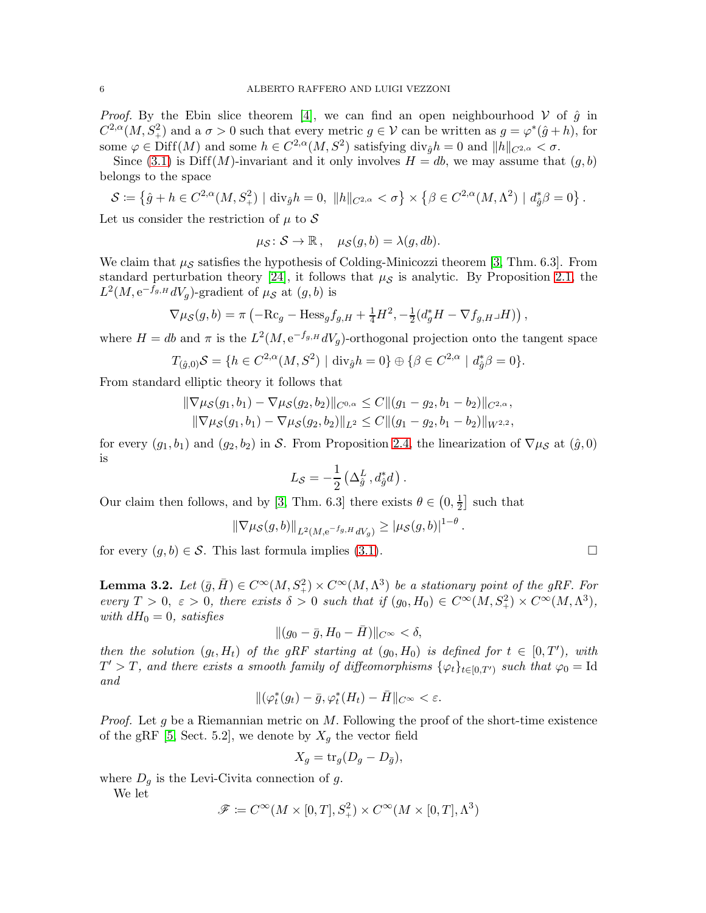*Proof.* By the Ebin slice theorem [4], we can find an open neighbourhood $\mathcal{V}$ of $\hat{g}$ in $C^{2,\alpha}(M, S^2_+)$ and a $\sigma > 0$ such that every metric $g \in \mathcal{V}$ can be written as $g = \varphi^*(\hat{g} + h)$, for some $\varphi \in \mathrm{Diff}(M)$ and some $h \in C^{2,\alpha}(M, S^2)$ satisfying $\mathrm{div}_{\hat{g}} h = 0$ and $\|h\|_{C^{2,\alpha}} < \sigma$.

Since (3.1) is $\mathrm{Diff}(M)$-invariant and it only involves $H = db$, we may assume that $(g, b)$ belongs to the space

$$\mathcal{S} \coloneqq \left\{ \hat{g} + h \in C^{2,\alpha}(M, S^2_+) \mid \mathrm{div}_{\hat{g}} h = 0,\ \|h\|_{C^{2,\alpha}} < \sigma \right\} \times \left\{ \beta \in C^{2,\alpha}(M, \Lambda^2) \mid d^*_{\hat{g}} \beta = 0 \right\}.$$

Let us consider the restriction of $\mu$ to $\mathcal{S}$

$$\mu_{\mathcal{S}} \colon \mathcal{S} \to \mathbb{R}, \quad \mu_{\mathcal{S}}(g, b) = \lambda(g, db).$$

We claim that $\mu_{\mathcal{S}}$ satisfies the hypothesis of Colding-Minicozzi theorem [3, Thm. 6.3]. From standard perturbation theory [24], it follows that $\mu_{\mathcal{S}}$ is analytic. By Proposition 2.1, the $L^2(M, \mathrm{e}^{-f_{g,H}} dV_g)$-gradient of $\mu_{\mathcal{S}}$ at $(g, b)$ is

$$\nabla \mu_{\mathcal{S}}(g, b) = \pi \left( -\mathrm{Rc}_g - \mathrm{Hess}_g f_{g,H} + \tfrac{1}{4} H^2, -\tfrac{1}{2} (d^*_g H - \nabla f_{g,H} \lrcorner H) \right),$$

where $H = db$ and $\pi$ is the $L^2(M, \mathrm{e}^{-f_{g,H}} dV_g)$-orthogonal projection onto the tangent space

$$T_{(\hat{g},0)} \mathcal{S} = \{ h \in C^{2,\alpha}(M, S^2) \mid \mathrm{div}_{\hat{g}} h = 0 \} \oplus \{ \beta \in C^{2,\alpha} \mid d^*_{\hat{g}} \beta = 0 \}.$$

From standard elliptic theory it follows that

$$\begin{aligned}
\|\nabla \mu_{\mathcal{S}}(g_1, b_1) - \nabla \mu_{\mathcal{S}}(g_2, b_2)\|_{C^{0,\alpha}} &\leq C \|(g_1 - g_2, b_1 - b_2)\|_{C^{2,\alpha}}, \\
\|\nabla \mu_{\mathcal{S}}(g_1, b_1) - \nabla \mu_{\mathcal{S}}(g_2, b_2)\|_{L^2} &\leq C \|(g_1 - g_2, b_1 - b_2)\|_{W^{2,2}},
\end{aligned}$$

for every $(g_1, b_1)$ and $(g_2, b_2)$ in $\mathcal{S}$. From Proposition 2.4, the linearization of $\nabla \mu_{\mathcal{S}}$ at $(\hat{g}, 0)$ is

$$L_{\mathcal{S}} = -\frac{1}{2} \left( \Delta^L_{\hat{g}}\, , d^*_{\hat{g}} d \right).$$

Our claim then follows, and by [3, Thm. 6.3] there exists $\theta \in \left(0, \frac{1}{2}\right]$ such that

$$\|\nabla \mu_{\mathcal{S}}(g, b)\|_{L^2(M, \mathrm{e}^{-f_{g,H}} dV_g)} \geq |\mu_{\mathcal{S}}(g, b)|^{1-\theta}.$$

for every $(g, b) \in \mathcal{S}$. This last formula implies (3.1). $\square$

**Lemma 3.2.** *Let $(\bar{g}, \bar{H}) \in C^\infty(M, S^2_+) \times C^\infty(M, \Lambda^3)$ be a stationary point of the gRF. For every $T > 0$, $\varepsilon > 0$, there exists $\delta > 0$ such that if $(g_0, H_0) \in C^\infty(M, S^2_+) \times C^\infty(M, \Lambda^3)$, with $dH_0 = 0$, satisfies*

$$\|(g_0 - \bar{g}, H_0 - \bar{H})\|_{C^\infty} < \delta,$$

*then the solution $(g_t, H_t)$ of the gRF starting at $(g_0, H_0)$ is defined for $t \in [0, T')$, with $T' > T$, and there exists a smooth family of diffeomorphisms $\{\varphi_t\}_{t \in [0,T')}$ such that $\varphi_0 = \mathrm{Id}$ and*

$$\|(\varphi^*_t(g_t) - \bar{g}, \varphi^*_t(H_t) - \bar{H}\|_{C^\infty} < \varepsilon.$$

*Proof.* Let $g$ be a Riemannian metric on $M$. Following the proof of the short-time existence of the gRF [5, Sect. 5.2], we denote by $X_g$ the vector field

$$X_g = \mathrm{tr}_g (D_g - D_{\bar{g}}),$$

where $D_g$ is the Levi-Civita connection of $g$.

We let

$$\mathscr{F} \coloneqq C^\infty(M \times [0, T], S^2_+) \times C^\infty(M \times [0, T], \Lambda^3)$$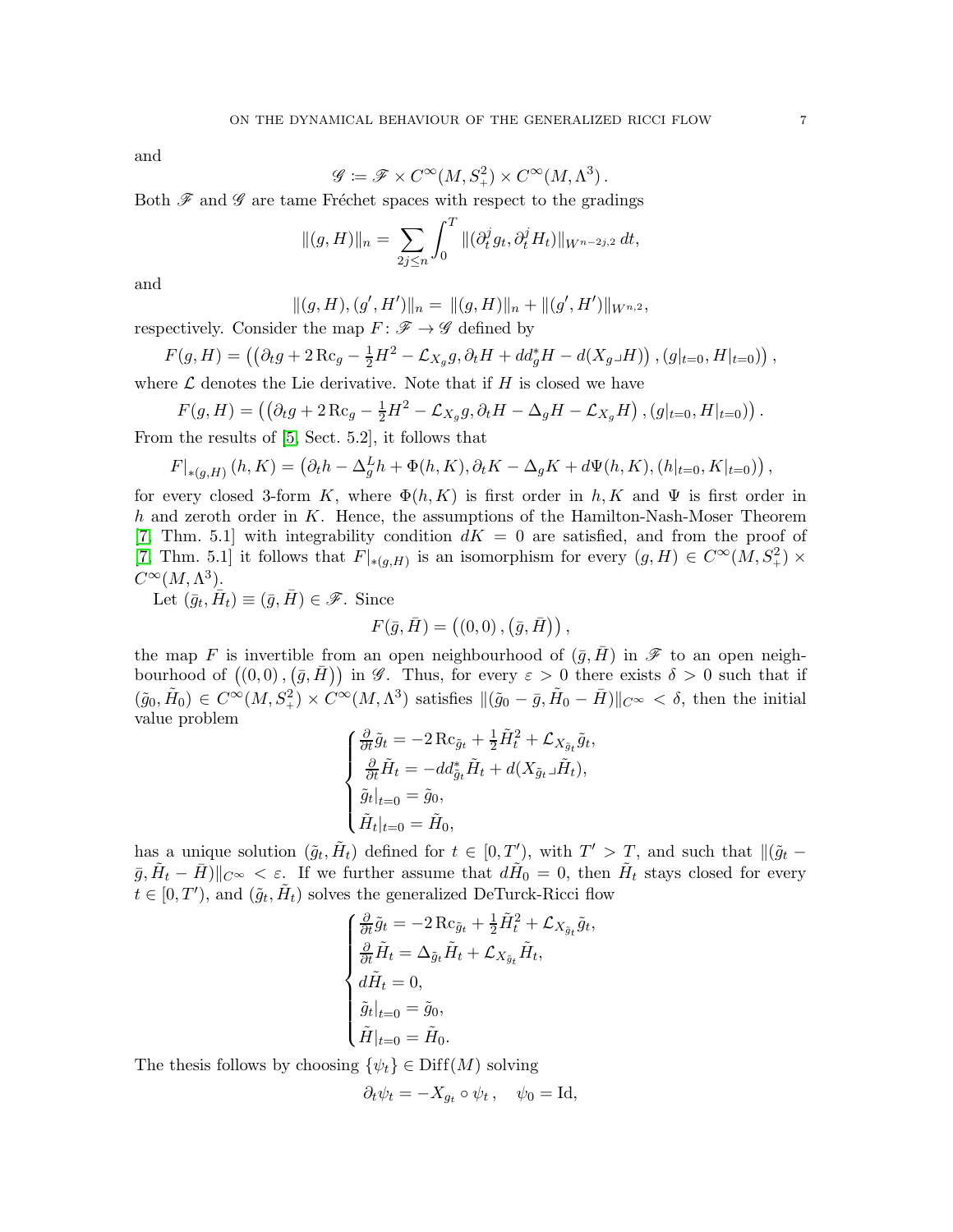and

$$\mathscr{G} \coloneqq \mathscr{F} \times C^\infty(M, S^2_+) \times C^\infty(M, \Lambda^3)\,.$$

Both $\mathscr{F}$ and $\mathscr{G}$ are tame Fréchet spaces with respect to the gradings

$$\|(g,H)\|_n = \sum_{2j\leq n} \int_0^T \|(\partial_t^j g_t, \partial_t^j H_t)\|_{W^{n-2j,2}}\, dt,$$

and

$$\|(g,H),(g',H')\|_n = \|(g,H)\|_n + \|(g',H')\|_{W^{n,2}},$$

respectively. Consider the map $F\colon \mathscr{F} \to \mathscr{G}$ defined by

$$F(g,H) = \left(\left(\partial_t g + 2\,\mathrm{Rc}_g - \tfrac{1}{2}H^2 - \mathcal{L}_{X_g} g, \partial_t H + dd^*_g H - d(X_g \lrcorner H)\right), (g|_{t=0}, H|_{t=0})\right),$$

where $\mathcal{L}$ denotes the Lie derivative. Note that if $H$ is closed we have

$$F(g,H) = \left(\left(\partial_t g + 2\,\mathrm{Rc}_g - \tfrac{1}{2}H^2 - \mathcal{L}_{X_g} g, \partial_t H - \Delta_g H - \mathcal{L}_{X_g} H\right), (g|_{t=0}, H|_{t=0})\right).$$

From the results of [5, Sect. 5.2], it follows that

$$F|_{*(g,H)}(h,K) = \left(\partial_t h - \Delta^L_g h + \Phi(h,K), \partial_t K - \Delta_g K + d\Psi(h,K), (h|_{t=0}, K|_{t=0})\right),$$

for every closed 3-form $K$, where $\Phi(h,K)$ is first order in $h, K$ and $\Psi$ is first order in $h$ and zeroth order in $K$. Hence, the assumptions of the Hamilton-Nash-Moser Theorem [7, Thm. 5.1] with integrability condition $dK = 0$ are satisfied, and from the proof of [7, Thm. 5.1] it follows that $F|_{*(g,H)}$ is an isomorphism for every $(g,H) \in C^\infty(M, S^2_+) \times C^\infty(M, \Lambda^3)$.

Let $(\bar g_t, \bar H_t) \equiv (\bar g, \bar H) \in \mathscr{F}$. Since

$$F(\bar g, \bar H) = \left((0,0), (\bar g, \bar H)\right),$$

the map $F$ is invertible from an open neighbourhood of $(\bar g, \bar H)$ in $\mathscr{F}$ to an open neighbourhood of $\left((0,0),(\bar g, \bar H)\right)$ in $\mathscr{G}$. Thus, for every $\varepsilon > 0$ there exists $\delta > 0$ such that if $(\tilde g_0, \tilde H_0) \in C^\infty(M, S^2_+) \times C^\infty(M, \Lambda^3)$ satisfies $\|(\tilde g_0 - \bar g, \tilde H_0 - \bar H)\|_{C^\infty} < \delta$, then the initial value problem

$$\begin{cases} \frac{\partial}{\partial t}\tilde g_t = -2\,\mathrm{Rc}_{\tilde g_t} + \frac{1}{2}\tilde H_t^2 + \mathcal{L}_{X_{\tilde g_t}} \tilde g_t, \\ \frac{\partial}{\partial t}\tilde H_t = -dd^*_{\tilde g_t}\tilde H_t + d(X_{\tilde g_t} \lrcorner \tilde H_t), \\ \tilde g_t|_{t=0} = \tilde g_0, \\ \tilde H_t|_{t=0} = \tilde H_0, \end{cases}$$

has a unique solution $(\tilde g_t, \tilde H_t)$ defined for $t \in [0, T')$, with $T' > T$, and such that $\|(\tilde g_t - \bar g, \tilde H_t - \bar H)\|_{C^\infty} < \varepsilon$. If we further assume that $d\tilde H_0 = 0$, then $\tilde H_t$ stays closed for every $t \in [0, T')$, and $(\tilde g_t, \tilde H_t)$ solves the generalized DeTurck-Ricci flow

$$\begin{cases} \frac{\partial}{\partial t}\tilde g_t = -2\,\mathrm{Rc}_{\tilde g_t} + \frac{1}{2}\tilde H_t^2 + \mathcal{L}_{X_{\tilde g_t}} \tilde g_t, \\ \frac{\partial}{\partial t}\tilde H_t = \Delta_{\tilde g_t}\tilde H_t + \mathcal{L}_{X_{\tilde g_t}} \tilde H_t, \\ d\tilde H_t = 0, \\ \tilde g_t|_{t=0} = \tilde g_0, \\ \tilde H|_{t=0} = \tilde H_0. \end{cases}$$

The thesis follows by choosing $\{\psi_t\} \in \mathrm{Diff}(M)$ solving

$$\partial_t \psi_t = -X_{g_t} \circ \psi_t\,, \quad \psi_0 = \mathrm{Id},$$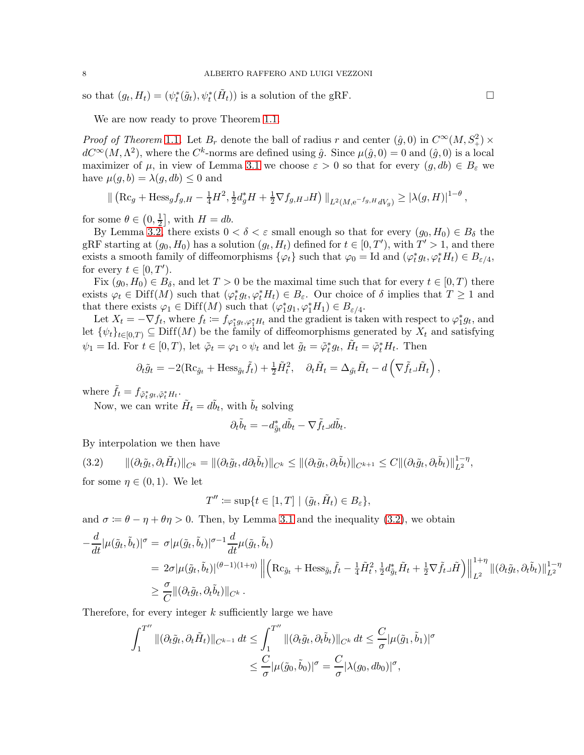so that $(g_t, H_t) = (\psi_t^*(\tilde{g}_t), \psi_t^*(\tilde{H}_t))$ is a solution of the gRF. $\square$

We are now ready to prove Theorem 1.1.

*Proof of Theorem 1.1.* Let $B_r$ denote the ball of radius $r$ and center $(\hat{g}, 0)$ in $C^\infty(M, S^2_+) \times dC^\infty(M, \Lambda^2)$, where the $C^k$-norms are defined using $\hat{g}$. Since $\mu(\hat{g}, 0) = 0$ and $(\hat{g}, 0)$ is a local maximizer of $\mu$, in view of Lemma 3.1 we choose $\varepsilon > 0$ so that for every $(g, db) \in B_\varepsilon$ we have $\mu(g, b) = \lambda(g, db) \leq 0$ and

$$\| \left( \mathrm{Rc}_g + \mathrm{Hess}_g f_{g,H} - \tfrac{1}{4}H^2, \tfrac{1}{2}d_g^* H + \tfrac{1}{2}\nabla f_{g,H} \lrcorner H \right) \|_{L^2(M, \mathrm{e}^{-f_{g,H}} dV_g)} \geq |\lambda(g, H)|^{1-\theta},$$

for some $\theta \in \left(0, \frac{1}{2}\right]$, with $H = db$.

By Lemma 3.2, there exists $0 < \delta < \varepsilon$ small enough so that for every $(g_0, H_0) \in B_\delta$ the gRF starting at $(g_0, H_0)$ has a solution $(g_t, H_t)$ defined for $t \in [0, T')$, with $T' > 1$, and there exists a smooth family of diffeomorphisms $\{\varphi_t\}$ such that $\varphi_0 = \mathrm{Id}$ and $(\varphi_t^* g_t, \varphi_t^* H_t) \in B_{\varepsilon/4}$, for every $t \in [0, T')$.

Fix $(g_0, H_0) \in B_\delta$, and let $T > 0$ be the maximal time such that for every $t \in [0, T)$ there exists $\varphi_t \in \mathrm{Diff}(M)$ such that $(\varphi_t^* g_t, \varphi_t^* H_t) \in B_\varepsilon$. Our choice of $\delta$ implies that $T \geq 1$ and that there exists $\varphi_1 \in \mathrm{Diff}(M)$ such that $(\varphi_1^* g_1, \varphi_1^* H_1) \in B_{\varepsilon/4}$.

Let $X_t = -\nabla f_t$, where $f_t \coloneqq f_{\varphi_1^* g_t, \varphi_1^* H_t}$ and the gradient is taken with respect to $\varphi_1^* g_t$, and let $\{\psi_t\}_{t \in [0,T)} \subseteq \mathrm{Diff}(M)$ be the family of diffeomorphisms generated by $X_t$ and satisfying $\psi_1 = \mathrm{Id}$. For $t \in [0, T)$, let $\tilde{\varphi}_t = \varphi_1 \circ \psi_t$ and let $\tilde{g}_t = \tilde{\varphi}_t^* g_t$, $\tilde{H}_t = \tilde{\varphi}_t^* H_t$. Then

$$\partial_t \tilde{g}_t = -2(\mathrm{Rc}_{\tilde{g}_t} + \mathrm{Hess}_{\tilde{g}_t} \tilde{f}_t) + \tfrac{1}{2}\tilde{H}_t^2, \quad \partial_t \tilde{H}_t = \Delta_{\tilde{g}_t} \tilde{H}_t - d\left(\nabla \tilde{f}_t \lrcorner \tilde{H}_t\right),$$

where $\tilde{f}_t = f_{\tilde{\varphi}_t^* g_t, \tilde{\varphi}_t^* H_t}$.

Now, we can write $\tilde{H}_t = d\tilde{b}_t$, with $\tilde{b}_t$ solving

$$\partial_t \tilde{b}_t = -d^*_{\tilde{g}_t} d\tilde{b}_t - \nabla \tilde{f}_t \lrcorner d\tilde{b}_t.$$

By interpolation we then have

$$\|(\partial_t \tilde{g}_t, \partial_t \tilde{H}_t)\|_{C^k} = \|(\partial_t \tilde{g}_t, d\partial_t \tilde{b}_t)\|_{C^k} \leq \|(\partial_t \tilde{g}_t, \partial_t \tilde{b}_t)\|_{C^{k+1}} \leq C\|(\partial_t \tilde{g}_t, \partial_t \tilde{b}_t)\|_{L^2}^{1-\eta}, \tag{3.2}$$

for some $\eta \in (0, 1)$. We let

$$T'' \coloneqq \sup\{t \in [1, T] \mid (\tilde{g}_t, \tilde{H}_t) \in B_\varepsilon\},$$

and $\sigma \coloneqq \theta - \eta + \theta\eta > 0$. Then, by Lemma 3.1 and the inequality (3.2), we obtain

$$\begin{aligned}
-\frac{d}{dt}|\mu(\tilde{g}_t, \tilde{b}_t)|^\sigma &= \sigma|\mu(\tilde{g}_t, \tilde{b}_t)|^{\sigma-1}\frac{d}{dt}\mu(\tilde{g}_t, \tilde{b}_t) \\
&= 2\sigma|\mu(\tilde{g}_t, \tilde{b}_t)|^{(\theta-1)(1+\eta)} \left\| \left( \mathrm{Rc}_{\tilde{g}_t} + \mathrm{Hess}_{\tilde{g}_t} \tilde{f}_t - \tfrac{1}{4}\tilde{H}_t^2, \tfrac{1}{2}d^*_{\tilde{g}_t}\tilde{H}_t + \tfrac{1}{2}\nabla \tilde{f}_t \lrcorner \tilde{H} \right) \right\|_{L^2}^{1+\eta} \|(\partial_t \tilde{g}_t, \partial_t \tilde{b}_t)\|_{L^2}^{1-\eta} \\
&\geq \frac{\sigma}{C}\|(\partial_t \tilde{g}_t, \partial_t \tilde{b}_t)\|_{C^k}.
\end{aligned}$$

Therefore, for every integer $k$ sufficiently large we have

$$\begin{aligned}
\int_1^{T''} \|(\partial_t \tilde{g}_t, \partial_t \tilde{H}_t)\|_{C^{k-1}}\, dt &\leq \int_1^{T''} \|(\partial_t \tilde{g}_t, \partial_t \tilde{b}_t)\|_{C^k}\, dt \leq \frac{C}{\sigma}|\mu(\tilde{g}_1, \tilde{b}_1)|^\sigma \\
&\leq \frac{C}{\sigma}|\mu(\tilde{g}_0, \tilde{b}_0)|^\sigma = \frac{C}{\sigma}|\lambda(g_0, db_0)|^\sigma,
\end{aligned}$$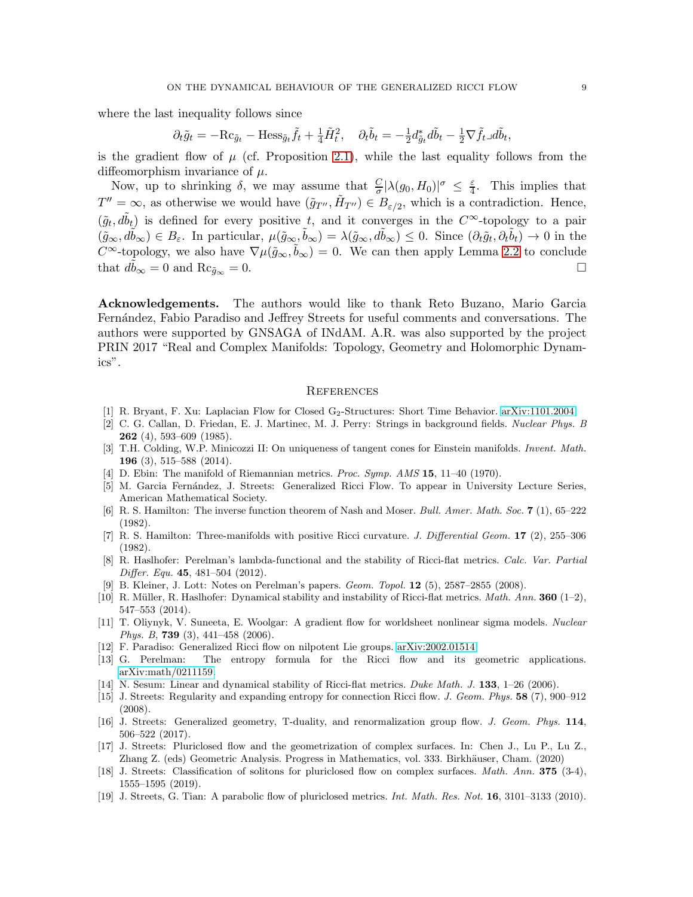where the last inequality follows since

$$\partial_t \tilde{g}_t = -\mathrm{Rc}_{\tilde{g}_t} - \mathrm{Hess}_{\tilde{g}_t} \tilde{f}_t + \tfrac{1}{4}\tilde{H}_t^2, \quad \partial_t \tilde{b}_t = -\tfrac{1}{2} d^*_{\tilde{g}_t} d\tilde{b}_t - \tfrac{1}{2} \nabla \tilde{f}_t \lrcorner d\tilde{b}_t,$$

is the gradient flow of $\mu$ (cf. Proposition 2.1), while the last equality follows from the diffeomorphism invariance of $\mu$.

Now, up to shrinking $\delta$, we may assume that $\frac{C}{\sigma}|\lambda(g_0, H_0)|^\sigma \leq \frac{\varepsilon}{4}$. This implies that $T'' = \infty$, as otherwise we would have $(\tilde{g}_{T''}, \tilde{H}_{T''}) \in B_{\varepsilon/2}$, which is a contradiction. Hence, $(\tilde{g}_t, d\tilde{b}_t)$ is defined for every positive $t$, and it converges in the $C^\infty$-topology to a pair $(\tilde{g}_\infty, d\tilde{b}_\infty) \in B_\varepsilon$. In particular, $\mu(\tilde{g}_\infty, \tilde{b}_\infty) = \lambda(\tilde{g}_\infty, d\tilde{b}_\infty) \leq 0$. Since $(\partial_t \tilde{g}_t, \partial_t \tilde{b}_t) \to 0$ in the $C^\infty$-topology, we also have $\nabla\mu(\tilde{g}_\infty, \tilde{b}_\infty) = 0$. We can then apply Lemma 2.2 to conclude that $d\tilde{b}_\infty = 0$ and $\mathrm{Rc}_{\tilde{g}_\infty} = 0$. □

**Acknowledgements.** The authors would like to thank Reto Buzano, Mario Garcia Fernández, Fabio Paradiso and Jeffrey Streets for useful comments and conversations. The authors were supported by GNSAGA of INdAM. A.R. was also supported by the project PRIN 2017 "Real and Complex Manifolds: Topology, Geometry and Holomorphic Dynamics".

## References

[1] R. Bryant, F. Xu: Laplacian Flow for Closed $G_2$-Structures: Short Time Behavior. arXiv:1101.2004

[2] C. G. Callan, D. Friedan, E. J. Martinec, M. J. Perry: Strings in background fields. *Nuclear Phys. B* **262** (4), 593–609 (1985).

[3] T.H. Colding, W.P. Minicozzi II: On uniqueness of tangent cones for Einstein manifolds. *Invent. Math.* **196** (3), 515–588 (2014).

[4] D. Ebin: The manifold of Riemannian metrics. *Proc. Symp. AMS* **15**, 11–40 (1970).

[5] M. Garcia Fernández, J. Streets: Generalized Ricci Flow. To appear in University Lecture Series, American Mathematical Society.

[6] R. S. Hamilton: The inverse function theorem of Nash and Moser. *Bull. Amer. Math. Soc.* **7** (1), 65–222 (1982).

[7] R. S. Hamilton: Three-manifolds with positive Ricci curvature. *J. Differential Geom.* **17** (2), 255–306 (1982).

[8] R. Haslhofer: Perelman's lambda-functional and the stability of Ricci-flat metrics. *Calc. Var. Partial Differ. Equ.* **45**, 481–504 (2012).

[9] B. Kleiner, J. Lott: Notes on Perelman's papers. *Geom. Topol.* **12** (5), 2587–2855 (2008).

[10] R. Müller, R. Haslhofer: Dynamical stability and instability of Ricci-flat metrics. *Math. Ann.* **360** (1–2), 547–553 (2014).

[11] T. Oliynyk, V. Suneeta, E. Woolgar: A gradient flow for worldsheet nonlinear sigma models. *Nuclear Phys. B*, **739** (3), 441–458 (2006).

[12] F. Paradiso: Generalized Ricci flow on nilpotent Lie groups. arXiv:2002.01514

[13] G. Perelman: The entropy formula for the Ricci flow and its geometric applications. arXiv:math/0211159.

[14] N. Sesum: Linear and dynamical stability of Ricci-flat metrics. *Duke Math. J.* **133**, 1–26 (2006).

[15] J. Streets: Regularity and expanding entropy for connection Ricci flow. *J. Geom. Phys.* **58** (7), 900–912 (2008).

[16] J. Streets: Generalized geometry, T-duality, and renormalization group flow. *J. Geom. Phys.* **114**, 506–522 (2017).

[17] J. Streets: Pluriclosed flow and the geometrization of complex surfaces. In: Chen J., Lu P., Lu Z., Zhang Z. (eds) Geometric Analysis. Progress in Mathematics, vol. 333. Birkhäuser, Cham. (2020)

[18] J. Streets: Classification of solitons for pluriclosed flow on complex surfaces. *Math. Ann.* **375** (3-4), 1555–1595 (2019).

[19] J. Streets, G. Tian: A parabolic flow of pluriclosed metrics. *Int. Math. Res. Not.* **16**, 3101–3133 (2010).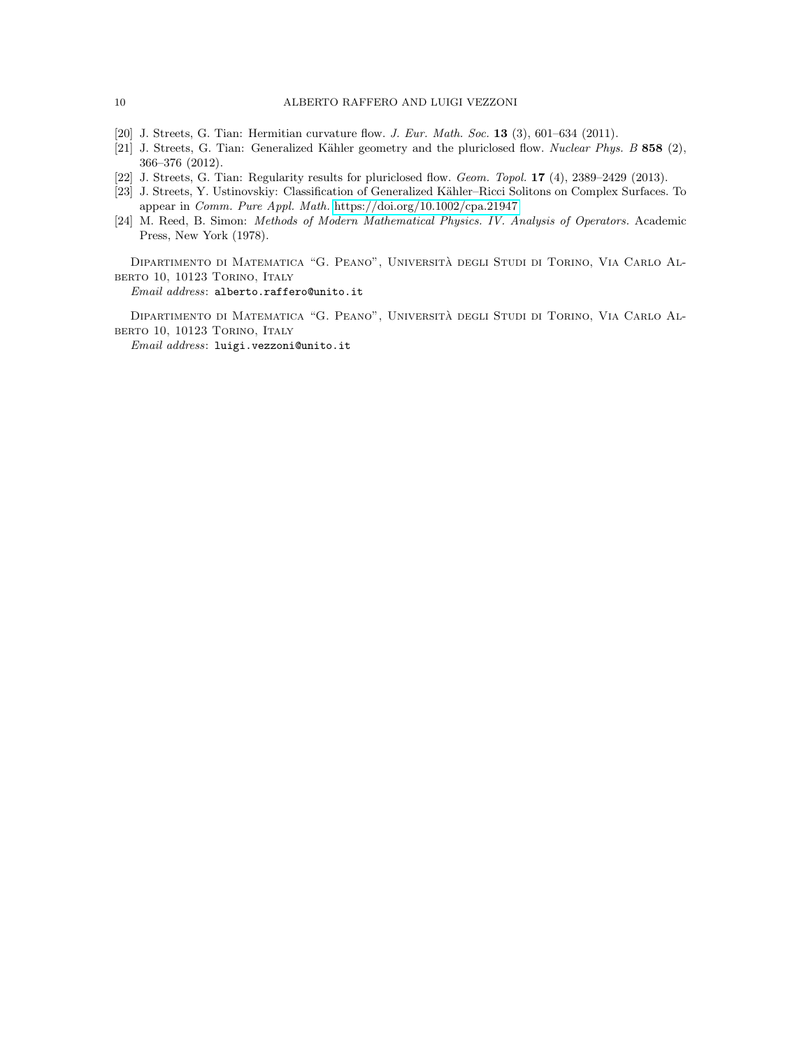[20] J. Streets, G. Tian: Hermitian curvature flow. *J. Eur. Math. Soc.* **13** (3), 601–634 (2011).

[21] J. Streets, G. Tian: Generalized Kähler geometry and the pluriclosed flow. *Nuclear Phys. B* **858** (2), 366–376 (2012).

[22] J. Streets, G. Tian: Regularity results for pluriclosed flow. *Geom. Topol.* **17** (4), 2389–2429 (2013).

[23] J. Streets, Y. Ustinovskiy: Classification of Generalized Kähler–Ricci Solitons on Complex Surfaces. To appear in *Comm. Pure Appl. Math.* https://doi.org/10.1002/cpa.21947

[24] M. Reed, B. Simon: *Methods of Modern Mathematical Physics. IV. Analysis of Operators.* Academic Press, New York (1978).

Dipartimento di Matematica "G. Peano", Università degli Studi di Torino, Via Carlo Alberto 10, 10123 Torino, Italy

*Email address*: `alberto.raffero@unito.it`

Dipartimento di Matematica "G. Peano", Università degli Studi di Torino, Via Carlo Alberto 10, 10123 Torino, Italy

*Email address*: `luigi.vezzoni@unito.it`